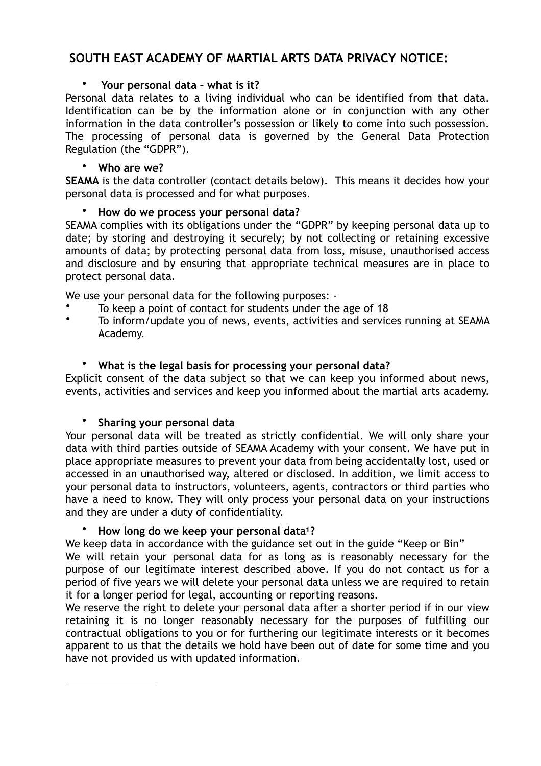# SOUTH EAST ACADEMY OF MARTIAL ARTS DATA PRIVACY NOTICE:

- **Your personal data – what is it?**

Personal data relates to a living individual who can be identified from that data. Identification can be by the information alone or in conjunction with any other information in the data controller's possession or likely to come into such possession. The processing of personal data is governed by the General Data Protection Regulation (the "GDPR").

- **Who are we?**

**SEAMA** is the data controller (contact details below). This means it decides how your personal data is processed and for what purposes.

- **How do we process your personal data?**

SEAMA complies with its obligations under the "GDPR" by keeping personal data up to date; by storing and destroying it securely; by not collecting or retaining excessive amounts of data; by protecting personal data from loss, misuse, unauthorised access and disclosure and by ensuring that appropriate technical measures are in place to protect personal data.

We use your personal data for the following purposes: -

- To keep a point of contact for students under the age of 18
- To inform/update you of news, events, activities and services running at SEAMA Academy.

- **What is the legal basis for processing your personal data?**

Explicit consent of the data subject so that we can keep you informed about news, events, activities and services and keep you informed about the martial arts academy.

- **Sharing your personal data**

Your personal data will be treated as strictly confidential. We will only share your data with third parties outside of SEAMA Academy with your consent. We have put in place appropriate measures to prevent your data from being accidentally lost, used or accessed in an unauthorised way, altered or disclosed. In addition, we limit access to your personal data to instructors, volunteers, agents, contractors or third parties who have a need to know. They will only process your personal data on your instructions and they are under a duty of confidentiality.

- **How long do we keep your personal data[1]?**

We keep data in accordance with the guidance set out in the guide "Keep or Bin"

We will retain your personal data for as long as is reasonably necessary for the purpose of our legitimate interest described above. If you do not contact us for a period of five years we will delete your personal data unless we are required to retain it for a longer period for legal, accounting or reporting reasons.

We reserve the right to delete your personal data after a shorter period if in our view retaining it is no longer reasonably necessary for the purposes of fulfilling our contractual obligations to you or for furthering our legitimate interests or it becomes apparent to us that the details we hold have been out of date for some time and you have not provided us with updated information.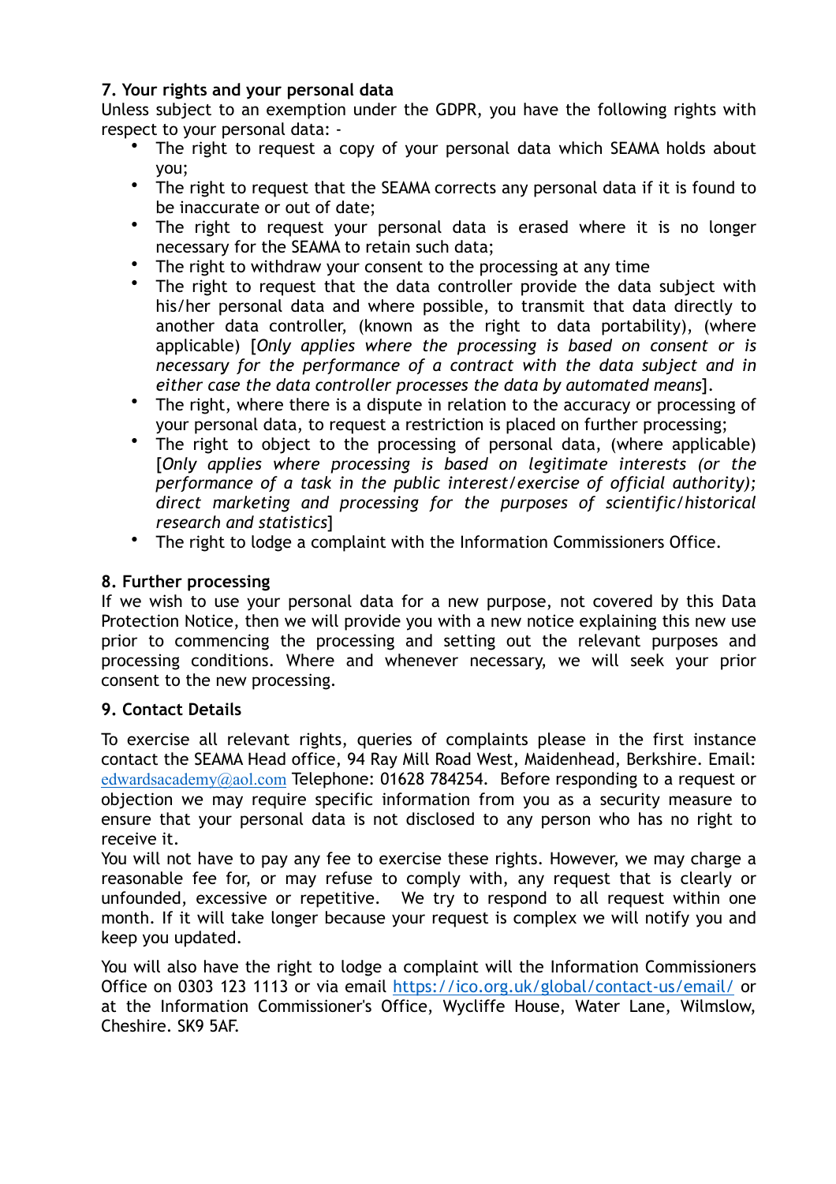**7. Your rights and your personal data**

Unless subject to an exemption under the GDPR, you have the following rights with respect to your personal data: -

- The right to request a copy of your personal data which SEAMA holds about you;
- The right to request that the SEAMA corrects any personal data if it is found to be inaccurate or out of date;
- The right to request your personal data is erased where it is no longer necessary for the SEAMA to retain such data;
- The right to withdraw your consent to the processing at any time
- The right to request that the data controller provide the data subject with his/her personal data and where possible, to transmit that data directly to another data controller, (known as the right to data portability), (where applicable) [*Only applies where the processing is based on consent or is necessary for the performance of a contract with the data subject and in either case the data controller processes the data by automated means*].
- The right, where there is a dispute in relation to the accuracy or processing of your personal data, to request a restriction is placed on further processing;
- The right to object to the processing of personal data, (where applicable) [*Only applies where processing is based on legitimate interests (or the performance of a task in the public interest/exercise of official authority); direct marketing and processing for the purposes of scientific/historical research and statistics*]
- The right to lodge a complaint with the Information Commissioners Office.

**8. Further processing**

If we wish to use your personal data for a new purpose, not covered by this Data Protection Notice, then we will provide you with a new notice explaining this new use prior to commencing the processing and setting out the relevant purposes and processing conditions. Where and whenever necessary, we will seek your prior consent to the new processing.

**9. Contact Details**

To exercise all relevant rights, queries of complaints please in the first instance contact the SEAMA Head office, 94 Ray Mill Road West, Maidenhead, Berkshire. Email: edwardsacademy@aol.com Telephone: 01628 784254. Before responding to a request or objection we may require specific information from you as a security measure to ensure that your personal data is not disclosed to any person who has no right to receive it.

You will not have to pay any fee to exercise these rights. However, we may charge a reasonable fee for, or may refuse to comply with, any request that is clearly or unfounded, excessive or repetitive. We try to respond to all request within one month. If it will take longer because your request is complex we will notify you and keep you updated.

You will also have the right to lodge a complaint will the Information Commissioners Office on 0303 123 1113 or via email https://ico.org.uk/global/contact-us/email/ or at the Information Commissioner's Office, Wycliffe House, Water Lane, Wilmslow, Cheshire. SK9 5AF.